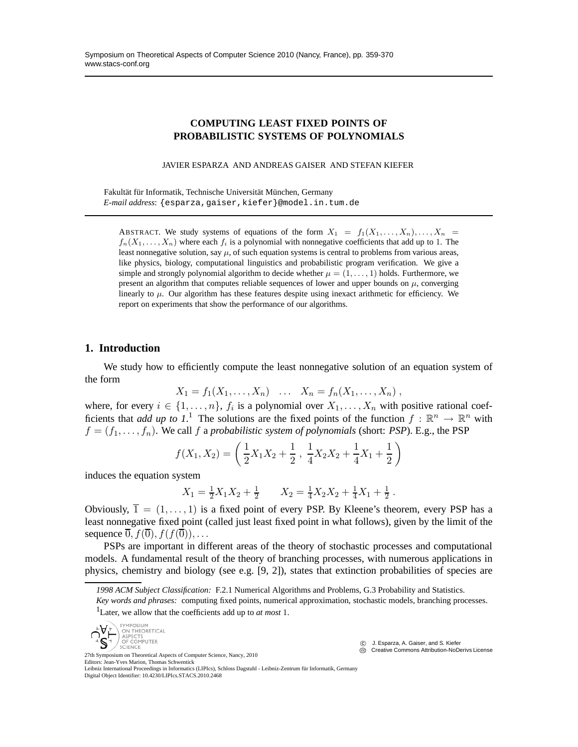# COMPUTING LEAST FIXED POINTS OF PROBABILISTIC SYSTEMS OF POLYNOMIALS

JAVIER ESPARZA AND ANDREAS GAISER AND STEFAN KIEFER

Fakultät für Informatik, Technische Universität München, Germany
*E-mail address*: {esparza,gaiser,kiefer}@model.in.tum.de

ABSTRACT. We study systems of equations of the form $X_1 = f_1(X_1, \ldots, X_n), \ldots, X_n = f_n(X_1, \ldots, X_n)$ where each $f_i$ is a polynomial with nonnegative coefficients that add up to 1. The least nonnegative solution, say $\mu$, of such equation systems is central to problems from various areas, like physics, biology, computational linguistics and probabilistic program verification. We give a simple and strongly polynomial algorithm to decide whether $\mu = (1, \ldots, 1)$ holds. Furthermore, we present an algorithm that computes reliable sequences of lower and upper bounds on $\mu$, converging linearly to $\mu$. Our algorithm has these features despite using inexact arithmetic for efficiency. We report on experiments that show the performance of our algorithms.

## 1. Introduction

We study how to efficiently compute the least nonnegative solution of an equation system of the form

$$X_1 = f_1(X_1, \ldots, X_n) \quad \ldots \quad X_n = f_n(X_1, \ldots, X_n)\,,$$

where, for every $i \in \{1, \ldots, n\}$, $f_i$ is a polynomial over $X_1, \ldots, X_n$ with positive rational coefficients that *add up to 1*.[1] The solutions are the fixed points of the function $f : \mathbb{R}^n \to \mathbb{R}^n$ with $f = (f_1, \ldots, f_n)$. We call $f$ a *probabilistic system of polynomials* (short: *PSP*). E.g., the PSP

$$f(X_1, X_2) = \left( \frac{1}{2}X_1X_2 + \frac{1}{2}\,,\ \frac{1}{4}X_2X_2 + \frac{1}{4}X_1 + \frac{1}{2} \right)$$

induces the equation system

$$X_1 = \tfrac{1}{2}X_1X_2 + \tfrac{1}{2} \qquad X_2 = \tfrac{1}{4}X_2X_2 + \tfrac{1}{4}X_1 + \tfrac{1}{2}\,.$$

Obviously, $\overline{1} = (1, \ldots, 1)$ is a fixed point of every PSP. By Kleene's theorem, every PSP has a least nonnegative fixed point (called just least fixed point in what follows), given by the limit of the sequence $\overline{0}, f(\overline{0}), f(f(\overline{0})), \ldots$

PSPs are important in different areas of the theory of stochastic processes and computational models. A fundamental result of the theory of branching processes, with numerous applications in physics, chemistry and biology (see e.g. [9, 2]), states that extinction probabilities of species are

*1998 ACM Subject Classification:* F.2.1 Numerical Algorithms and Problems, G.3 Probability and Statistics.

*Key words and phrases:* computing fixed points, numerical approximation, stochastic models, branching processes.

[1] Later, we allow that the coefficients add up to *at most* 1.

© J. Esparza, A. Gaiser, and S. Kiefer
Creative Commons Attribution-NoDerivs License

27th Symposium on Theoretical Aspects of Computer Science, Nancy, 2010
Editors: Jean-Yves Marion, Thomas Schwentick
Leibniz International Proceedings in Informatics (LIPIcs), Schloss Dagstuhl - Leibniz-Zentrum für Informatik, Germany
Digital Object Identifier: 10.4230/LIPIcs.STACS.2010.2468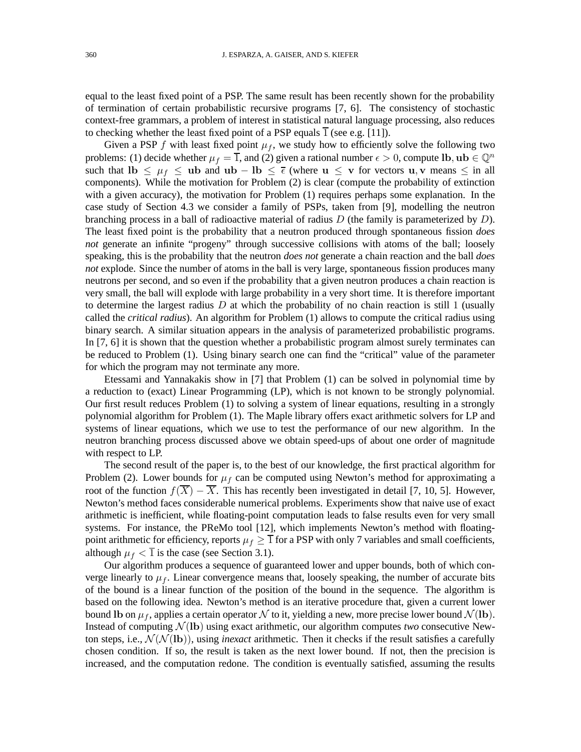equal to the least fixed point of a PSP. The same result has been recently shown for the probability of termination of certain probabilistic recursive programs [7, 6]. The consistency of stochastic context-free grammars, a problem of interest in statistical natural language processing, also reduces to checking whether the least fixed point of a PSP equals $\overline{1}$ (see e.g. [11]).

Given a PSP $f$ with least fixed point $\mu_f$, we study how to efficiently solve the following two problems: (1) decide whether $\mu_f = \overline{1}$, and (2) given a rational number $\epsilon > 0$, compute $\mathbf{lb}, \mathbf{ub} \in \mathbb{Q}^n$ such that $\mathbf{lb} \leq \mu_f \leq \mathbf{ub}$ and $\mathbf{ub} - \mathbf{lb} \leq \overline{\epsilon}$ (where $\mathbf{u} \leq \mathbf{v}$ for vectors $\mathbf{u}, \mathbf{v}$ means $\leq$ in all components). While the motivation for Problem (2) is clear (compute the probability of extinction with a given accuracy), the motivation for Problem (1) requires perhaps some explanation. In the case study of Section 4.3 we consider a family of PSPs, taken from [9], modelling the neutron branching process in a ball of radioactive material of radius $D$ (the family is parameterized by $D$). The least fixed point is the probability that a neutron produced through spontaneous fission *does not* generate an infinite "progeny" through successive collisions with atoms of the ball; loosely speaking, this is the probability that the neutron *does not* generate a chain reaction and the ball *does not* explode. Since the number of atoms in the ball is very large, spontaneous fission produces many neutrons per second, and so even if the probability that a given neutron produces a chain reaction is very small, the ball will explode with large probability in a very short time. It is therefore important to determine the largest radius $D$ at which the probability of no chain reaction is still 1 (usually called the *critical radius*). An algorithm for Problem (1) allows to compute the critical radius using binary search. A similar situation appears in the analysis of parameterized probabilistic programs. In [7, 6] it is shown that the question whether a probabilistic program almost surely terminates can be reduced to Problem (1). Using binary search one can find the "critical" value of the parameter for which the program may not terminate any more.

Etessami and Yannakakis show in [7] that Problem (1) can be solved in polynomial time by a reduction to (exact) Linear Programming (LP), which is not known to be strongly polynomial. Our first result reduces Problem (1) to solving a system of linear equations, resulting in a strongly polynomial algorithm for Problem (1). The Maple library offers exact arithmetic solvers for LP and systems of linear equations, which we use to test the performance of our new algorithm. In the neutron branching process discussed above we obtain speed-ups of about one order of magnitude with respect to LP.

The second result of the paper is, to the best of our knowledge, the first practical algorithm for Problem (2). Lower bounds for $\mu_f$ can be computed using Newton's method for approximating a root of the function $f(\overline{X}) - \overline{X}$. This has recently been investigated in detail [7, 10, 5]. However, Newton's method faces considerable numerical problems. Experiments show that naive use of exact arithmetic is inefficient, while floating-point computation leads to false results even for very small systems. For instance, the PReMo tool [12], which implements Newton's method with floating-point arithmetic for efficiency, reports $\mu_f \geq \overline{1}$ for a PSP with only 7 variables and small coefficients, although $\mu_f < \overline{1}$ is the case (see Section 3.1).

Our algorithm produces a sequence of guaranteed lower and upper bounds, both of which converge linearly to $\mu_f$. Linear convergence means that, loosely speaking, the number of accurate bits of the bound is a linear function of the position of the bound in the sequence. The algorithm is based on the following idea. Newton's method is an iterative procedure that, given a current lower bound $\mathbf{lb}$ on $\mu_f$, applies a certain operator $\mathcal{N}$ to it, yielding a new, more precise lower bound $\mathcal{N}(\mathbf{lb})$. Instead of computing $\mathcal{N}(\mathbf{lb})$ using exact arithmetic, our algorithm computes *two* consecutive Newton steps, i.e., $\mathcal{N}(\mathcal{N}(\mathbf{lb}))$, using *inexact* arithmetic. Then it checks if the result satisfies a carefully chosen condition. If so, the result is taken as the next lower bound. If not, then the precision is increased, and the computation redone. The condition is eventually satisfied, assuming the results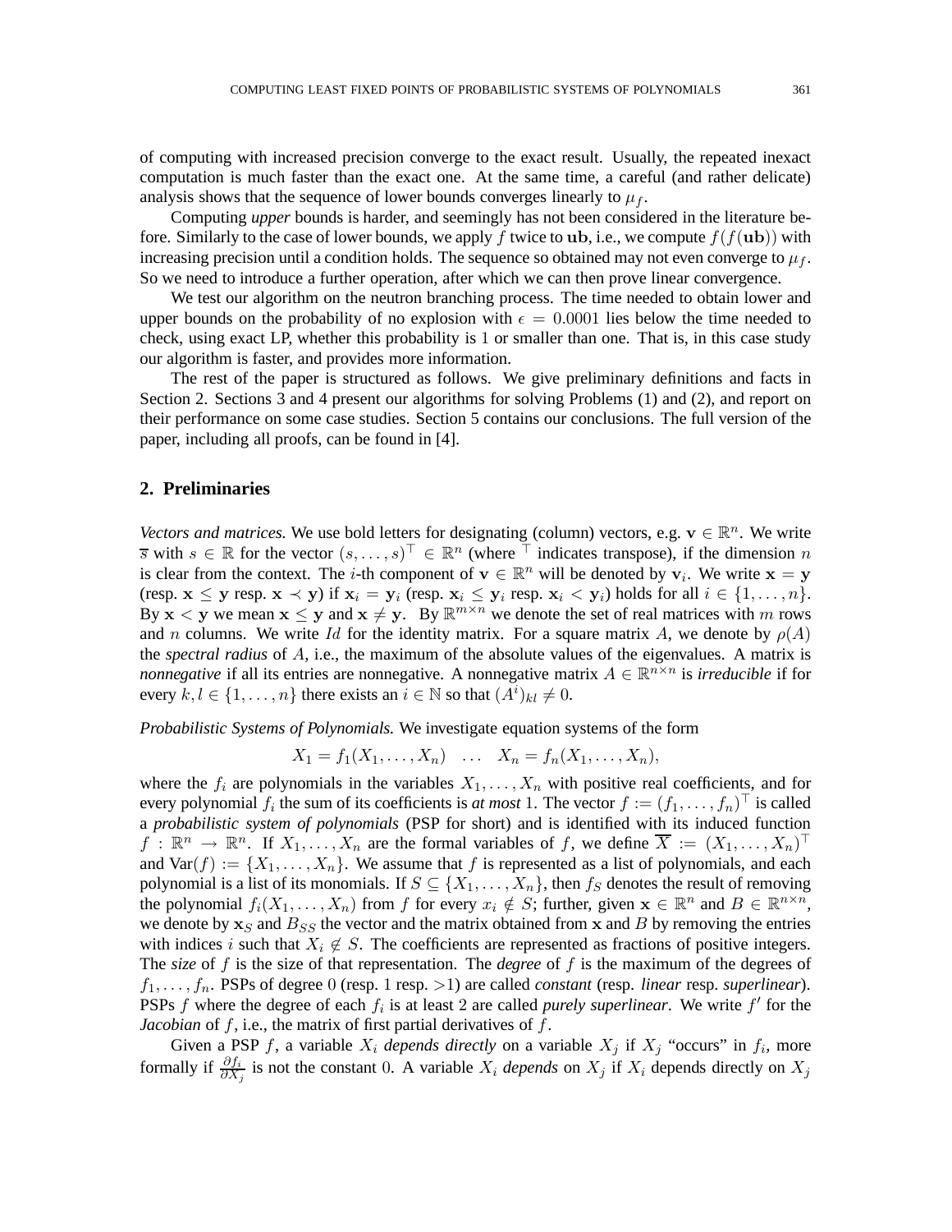of computing with increased precision converge to the exact result. Usually, the repeated inexact computation is much faster than the exact one. At the same time, a careful (and rather delicate) analysis shows that the sequence of lower bounds converges linearly to $\mu_f$.

Computing *upper* bounds is harder, and seemingly has not been considered in the literature before. Similarly to the case of lower bounds, we apply $f$ twice to $\mathbf{ub}$, i.e., we compute $f(f(\mathbf{ub}))$ with increasing precision until a condition holds. The sequence so obtained may not even converge to $\mu_f$. So we need to introduce a further operation, after which we can then prove linear convergence.

We test our algorithm on the neutron branching process. The time needed to obtain lower and upper bounds on the probability of no explosion with $\epsilon = 0.0001$ lies below the time needed to check, using exact LP, whether this probability is 1 or smaller than one. That is, in this case study our algorithm is faster, and provides more information.

The rest of the paper is structured as follows. We give preliminary definitions and facts in Section 2. Sections 3 and 4 present our algorithms for solving Problems (1) and (2), and report on their performance on some case studies. Section 5 contains our conclusions. The full version of the paper, including all proofs, can be found in [4].

## 2. Preliminaries

*Vectors and matrices.* We use bold letters for designating (column) vectors, e.g. $\mathbf{v} \in \mathbb{R}^n$. We write $\overline{s}$ with $s \in \mathbb{R}$ for the vector $(s, \ldots, s)^\top \in \mathbb{R}^n$ (where $^\top$ indicates transpose), if the dimension $n$ is clear from the context. The $i$-th component of $\mathbf{v} \in \mathbb{R}^n$ will be denoted by $\mathbf{v}_i$. We write $\mathbf{x} = \mathbf{y}$ (resp. $\mathbf{x} \leq \mathbf{y}$ resp. $\mathbf{x} \prec \mathbf{y}$) if $\mathbf{x}_i = \mathbf{y}_i$ (resp. $\mathbf{x}_i \leq \mathbf{y}_i$ resp. $\mathbf{x}_i < \mathbf{y}_i$) holds for all $i \in \{1, \ldots, n\}$. By $\mathbf{x} < \mathbf{y}$ we mean $\mathbf{x} \leq \mathbf{y}$ and $\mathbf{x} \neq \mathbf{y}$. By $\mathbb{R}^{m \times n}$ we denote the set of real matrices with $m$ rows and $n$ columns. We write $Id$ for the identity matrix. For a square matrix $A$, we denote by $\rho(A)$ the *spectral radius* of $A$, i.e., the maximum of the absolute values of the eigenvalues. A matrix is *nonnegative* if all its entries are nonnegative. A nonnegative matrix $A \in \mathbb{R}^{n \times n}$ is *irreducible* if for every $k, l \in \{1, \ldots, n\}$ there exists an $i \in \mathbb{N}$ so that $(A^i)_{kl} \neq 0$.

*Probabilistic Systems of Polynomials.* We investigate equation systems of the form

$$X_1 = f_1(X_1, \ldots, X_n) \quad \ldots \quad X_n = f_n(X_1, \ldots, X_n),$$

where the $f_i$ are polynomials in the variables $X_1, \ldots, X_n$ with positive real coefficients, and for every polynomial $f_i$ the sum of its coefficients is *at most* 1. The vector $f := (f_1, \ldots, f_n)^\top$ is called a *probabilistic system of polynomials* (PSP for short) and is identified with its induced function $f : \mathbb{R}^n \to \mathbb{R}^n$. If $X_1, \ldots, X_n$ are the formal variables of $f$, we define $\overline{X} := (X_1, \ldots, X_n)^\top$ and $\text{Var}(f) := \{X_1, \ldots, X_n\}$. We assume that $f$ is represented as a list of polynomials, and each polynomial is a list of its monomials. If $S \subseteq \{X_1, \ldots, X_n\}$, then $f_S$ denotes the result of removing the polynomial $f_i(X_1, \ldots, X_n)$ from $f$ for every $x_i \notin S$; further, given $\mathbf{x} \in \mathbb{R}^n$ and $B \in \mathbb{R}^{n \times n}$, we denote by $\mathbf{x}_S$ and $B_{SS}$ the vector and the matrix obtained from $\mathbf{x}$ and $B$ by removing the entries with indices $i$ such that $X_i \notin S$. The coefficients are represented as fractions of positive integers. The *size* of $f$ is the size of that representation. The *degree* of $f$ is the maximum of the degrees of $f_1, \ldots, f_n$. PSPs of degree 0 (resp. 1 resp. $>1$) are called *constant* (resp. *linear* resp. *superlinear*). PSPs $f$ where the degree of each $f_i$ is at least 2 are called *purely superlinear*. We write $f'$ for the *Jacobian* of $f$, i.e., the matrix of first partial derivatives of $f$.

Given a PSP $f$, a variable $X_i$ *depends directly* on a variable $X_j$ if $X_j$ "occurs" in $f_i$, more formally if $\frac{\partial f_i}{\partial X_j}$ is not the constant 0. A variable $X_i$ *depends* on $X_j$ if $X_i$ depends directly on $X_j$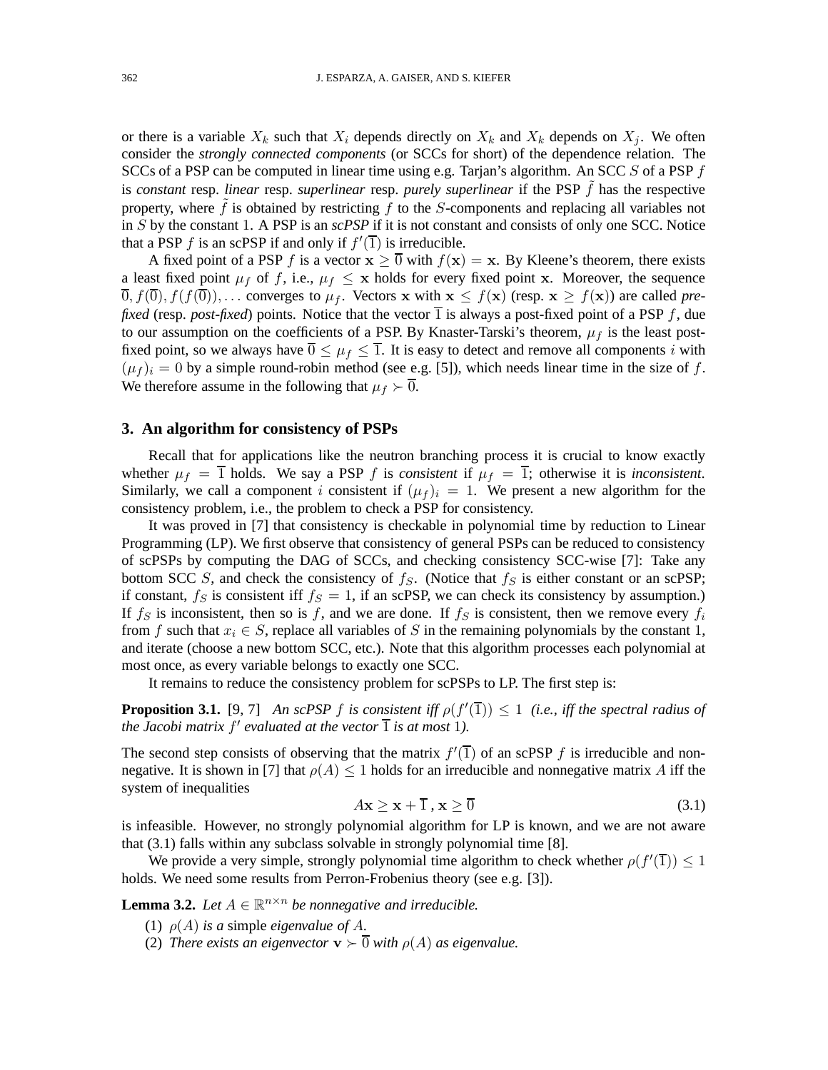or there is a variable $X_k$ such that $X_i$ depends directly on $X_k$ and $X_k$ depends on $X_j$. We often consider the *strongly connected components* (or SCCs for short) of the dependence relation. The SCCs of a PSP can be computed in linear time using e.g. Tarjan's algorithm. An SCC $S$ of a PSP $f$ is *constant* resp. *linear* resp. *superlinear* resp. *purely superlinear* if the PSP $\tilde{f}$ has the respective property, where $\tilde{f}$ is obtained by restricting $f$ to the $S$-components and replacing all variables not in $S$ by the constant 1. A PSP is an *scPSP* if it is not constant and consists of only one SCC. Notice that a PSP $f$ is an scPSP if and only if $f'(\overline{1})$ is irreducible.

A fixed point of a PSP $f$ is a vector $\mathbf{x} \geq \overline{0}$ with $f(\mathbf{x}) = \mathbf{x}$. By Kleene's theorem, there exists a least fixed point $\mu_f$ of $f$, i.e., $\mu_f \leq \mathbf{x}$ holds for every fixed point $\mathbf{x}$. Moreover, the sequence $\overline{0}, f(\overline{0}), f(f(\overline{0})), \ldots$ converges to $\mu_f$. Vectors $\mathbf{x}$ with $\mathbf{x} \leq f(\mathbf{x})$ (resp. $\mathbf{x} \geq f(\mathbf{x})$) are called *pre-fixed* (resp. *post-fixed*) points. Notice that the vector $\overline{1}$ is always a post-fixed point of a PSP $f$, due to our assumption on the coefficients of a PSP. By Knaster-Tarski's theorem, $\mu_f$ is the least post-fixed point, so we always have $\overline{0} \leq \mu_f \leq \overline{1}$. It is easy to detect and remove all components $i$ with $(\mu_f)_i = 0$ by a simple round-robin method (see e.g. [5]), which needs linear time in the size of $f$. We therefore assume in the following that $\mu_f \succ \overline{0}$.

## 3. An algorithm for consistency of PSPs

Recall that for applications like the neutron branching process it is crucial to know exactly whether $\mu_f = \overline{1}$ holds. We say a PSP $f$ is *consistent* if $\mu_f = \overline{1}$; otherwise it is *inconsistent*. Similarly, we call a component $i$ consistent if $(\mu_f)_i = 1$. We present a new algorithm for the consistency problem, i.e., the problem to check a PSP for consistency.

It was proved in [7] that consistency is checkable in polynomial time by reduction to Linear Programming (LP). We first observe that consistency of general PSPs can be reduced to consistency of scPSPs by computing the DAG of SCCs, and checking consistency SCC-wise [7]: Take any bottom SCC $S$, and check the consistency of $f_S$. (Notice that $f_S$ is either constant or an scPSP; if constant, $f_S$ is consistent iff $f_S = 1$, if an scPSP, we can check its consistency by assumption.) If $f_S$ is inconsistent, then so is $f$, and we are done. If $f_S$ is consistent, then we remove every $f_i$ from $f$ such that $x_i \in S$, replace all variables of $S$ in the remaining polynomials by the constant 1, and iterate (choose a new bottom SCC, etc.). Note that this algorithm processes each polynomial at most once, as every variable belongs to exactly one SCC.

It remains to reduce the consistency problem for scPSPs to LP. The first step is:

**Proposition 3.1.** [9, 7] *An scPSP $f$ is consistent iff $\rho(f'(\overline{1})) \leq 1$ (i.e., iff the spectral radius of the Jacobi matrix $f'$ evaluated at the vector $\overline{1}$ is at most 1).*

The second step consists of observing that the matrix $f'(\overline{1})$ of an scPSP $f$ is irreducible and nonnegative. It is shown in [7] that $\rho(A) \leq 1$ holds for an irreducible and nonnegative matrix $A$ iff the system of inequalities

$$A\mathbf{x} \geq \mathbf{x} + \overline{1}\,, \mathbf{x} \geq \overline{0} \tag{3.1}$$

is infeasible. However, no strongly polynomial algorithm for LP is known, and we are not aware that (3.1) falls within any subclass solvable in strongly polynomial time [8].

We provide a very simple, strongly polynomial time algorithm to check whether $\rho(f'(\overline{1})) \leq 1$ holds. We need some results from Perron-Frobenius theory (see e.g. [3]).

**Lemma 3.2.** *Let $A \in \mathbb{R}^{n \times n}$ be nonnegative and irreducible.*

(1) *$\rho(A)$ is a* simple *eigenvalue of $A$.*
(2) *There exists an eigenvector $\mathbf{v} \succ \overline{0}$ with $\rho(A)$ as eigenvalue.*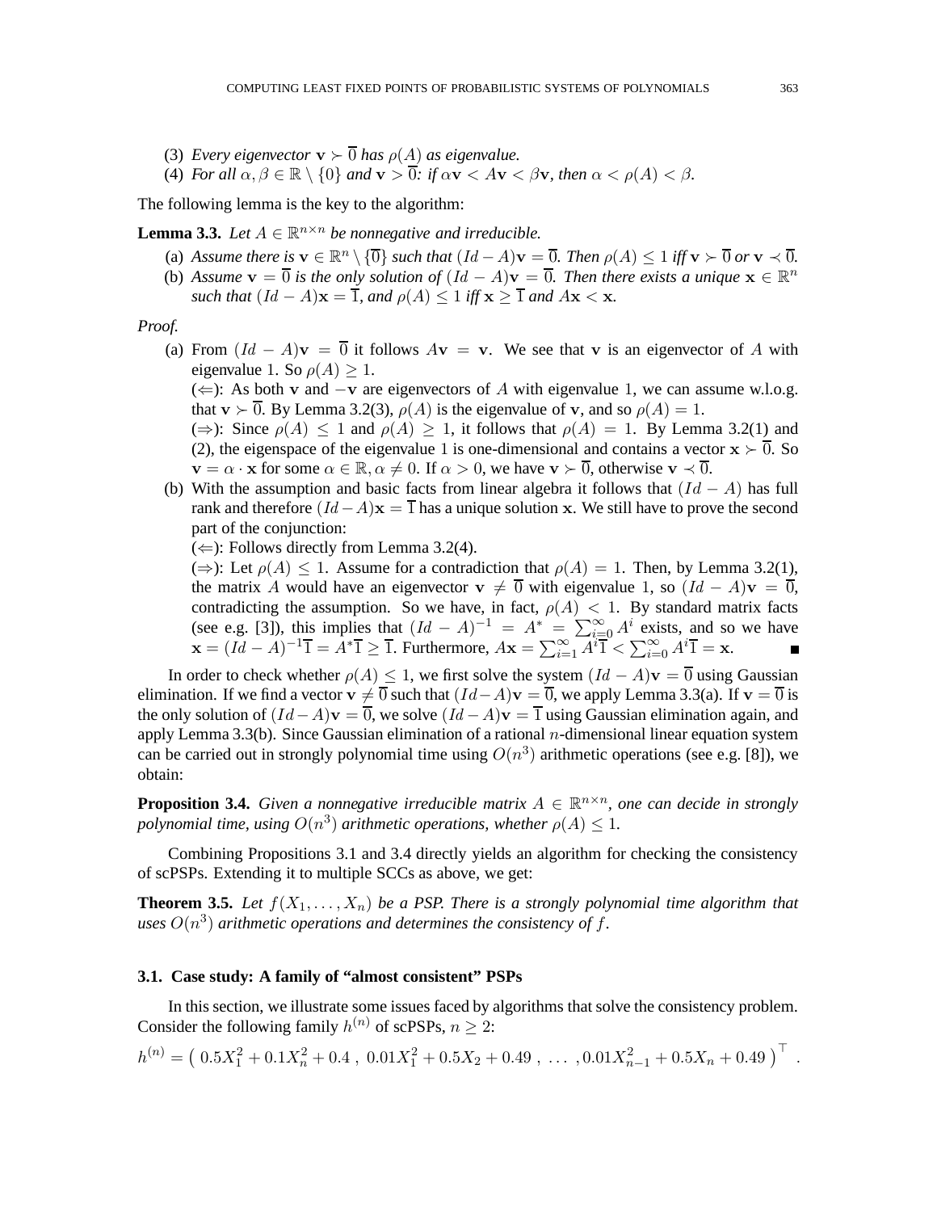(3) *Every eigenvector $\mathbf{v} \succ \overline{0}$ has $\rho(A)$ as eigenvalue.*

(4) *For all $\alpha, \beta \in \mathbb{R} \setminus \{0\}$ and $\mathbf{v} > \overline{0}$: if $\alpha\mathbf{v} < A\mathbf{v} < \beta\mathbf{v}$, then $\alpha < \rho(A) < \beta$.*

The following lemma is the key to the algorithm:

**Lemma 3.3.** *Let $A \in \mathbb{R}^{n \times n}$ be nonnegative and irreducible.*

(a) *Assume there is $\mathbf{v} \in \mathbb{R}^n \setminus \{\overline{0}\}$ such that $(Id - A)\mathbf{v} = \overline{0}$. Then $\rho(A) \leq 1$ iff $\mathbf{v} \succ \overline{0}$ or $\mathbf{v} \prec \overline{0}$.*

(b) *Assume $\mathbf{v} = \overline{0}$ is the only solution of $(Id - A)\mathbf{v} = \overline{0}$. Then there exists a unique $\mathbf{x} \in \mathbb{R}^n$ such that $(Id - A)\mathbf{x} = \overline{1}$, and $\rho(A) \leq 1$ iff $\mathbf{x} \geq \overline{1}$ and $A\mathbf{x} < \mathbf{x}$.*

*Proof.*

(a) From $(Id - A)\mathbf{v} = \overline{0}$ it follows $A\mathbf{v} = \mathbf{v}$. We see that $\mathbf{v}$ is an eigenvector of $A$ with eigenvalue 1. So $\rho(A) \geq 1$.

($\Leftarrow$): As both $\mathbf{v}$ and $-\mathbf{v}$ are eigenvectors of $A$ with eigenvalue 1, we can assume w.l.o.g. that $\mathbf{v} \succ \overline{0}$. By Lemma 3.2(3), $\rho(A)$ is the eigenvalue of $\mathbf{v}$, and so $\rho(A) = 1$.

($\Rightarrow$): Since $\rho(A) \leq 1$ and $\rho(A) \geq 1$, it follows that $\rho(A) = 1$. By Lemma 3.2(1) and (2), the eigenspace of the eigenvalue 1 is one-dimensional and contains a vector $\mathbf{x} \succ \overline{0}$. So $\mathbf{v} = \alpha \cdot \mathbf{x}$ for some $\alpha \in \mathbb{R}, \alpha \neq 0$. If $\alpha > 0$, we have $\mathbf{v} \succ \overline{0}$, otherwise $\mathbf{v} \prec \overline{0}$.

(b) With the assumption and basic facts from linear algebra it follows that $(Id - A)$ has full rank and therefore $(Id - A)\mathbf{x} = \overline{1}$ has a unique solution $\mathbf{x}$. We still have to prove the second part of the conjunction:

($\Leftarrow$): Follows directly from Lemma 3.2(4).

($\Rightarrow$): Let $\rho(A) \leq 1$. Assume for a contradiction that $\rho(A) = 1$. Then, by Lemma 3.2(1), the matrix $A$ would have an eigenvector $\mathbf{v} \neq \overline{0}$ with eigenvalue 1, so $(Id - A)\mathbf{v} = \overline{0}$, contradicting the assumption. So we have, in fact, $\rho(A) < 1$. By standard matrix facts (see e.g. [3]), this implies that $(Id - A)^{-1} = A^* = \sum_{i=0}^{\infty} A^i$ exists, and so we have $\mathbf{x} = (Id - A)^{-1}\overline{1} = A^*\overline{1} \geq \overline{1}$. Furthermore, $A\mathbf{x} = \sum_{i=1}^{\infty} A^i\overline{1} < \sum_{i=0}^{\infty} A^i\overline{1} = \mathbf{x}$. ∎

In order to check whether $\rho(A) \leq 1$, we first solve the system $(Id - A)\mathbf{v} = \overline{0}$ using Gaussian elimination. If we find a vector $\mathbf{v} \neq \overline{0}$ such that $(Id - A)\mathbf{v} = \overline{0}$, we apply Lemma 3.3(a). If $\mathbf{v} = \overline{0}$ is the only solution of $(Id - A)\mathbf{v} = \overline{0}$, we solve $(Id - A)\mathbf{v} = \overline{1}$ using Gaussian elimination again, and apply Lemma 3.3(b). Since Gaussian elimination of a rational $n$-dimensional linear equation system can be carried out in strongly polynomial time using $O(n^3)$ arithmetic operations (see e.g. [8]), we obtain:

**Proposition 3.4.** *Given a nonnegative irreducible matrix $A \in \mathbb{R}^{n \times n}$, one can decide in strongly polynomial time, using $O(n^3)$ arithmetic operations, whether $\rho(A) \leq 1$.*

Combining Propositions 3.1 and 3.4 directly yields an algorithm for checking the consistency of scPSPs. Extending it to multiple SCCs as above, we get:

**Theorem 3.5.** *Let $f(X_1, \ldots, X_n)$ be a PSP. There is a strongly polynomial time algorithm that uses $O(n^3)$ arithmetic operations and determines the consistency of $f$.*

### 3.1. Case study: A family of "almost consistent" PSPs

In this section, we illustrate some issues faced by algorithms that solve the consistency problem. Consider the following family $h^{(n)}$ of scPSPs, $n \geq 2$:

$$h^{(n)} = \left( 0.5X_1^2 + 0.1X_n^2 + 0.4 \ , \ 0.01X_1^2 + 0.5X_2 + 0.49 \ , \ \ldots \ , 0.01X_{n-1}^2 + 0.5X_n + 0.49 \right)^\top .$$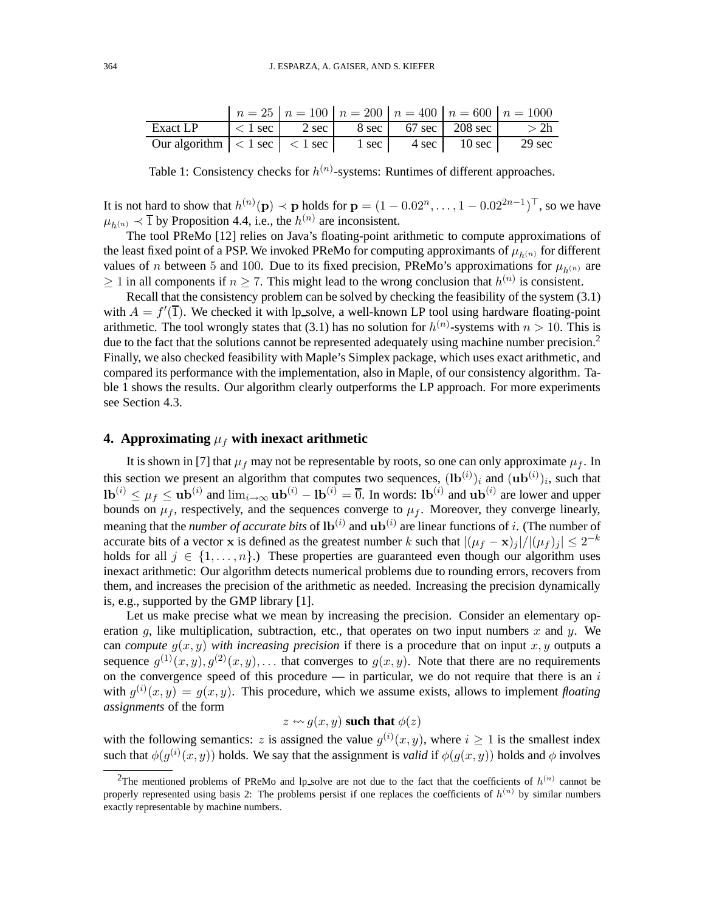| | $n = 25$ | $n = 100$ | $n = 200$ | $n = 400$ | $n = 600$ | $n = 1000$ |
|---|---|---|---|---|---|---|
| Exact LP | $< 1$ sec | 2 sec | 8 sec | 67 sec | 208 sec | $> 2$h |
| Our algorithm | $< 1$ sec | $< 1$ sec | 1 sec | 4 sec | 10 sec | 29 sec |

Table 1: Consistency checks for $h^{(n)}$-systems: Runtimes of different approaches.

It is not hard to show that $h^{(n)}(\mathbf{p}) \prec \mathbf{p}$ holds for $\mathbf{p} = (1 - 0.02^n, \ldots, 1 - 0.02^{2n-1})^\top$, so we have $\mu_{h^{(n)}} \prec \overline{1}$ by Proposition 4.4, i.e., the $h^{(n)}$ are inconsistent.

The tool PReMo [12] relies on Java's floating-point arithmetic to compute approximations of the least fixed point of a PSP. We invoked PReMo for computing approximants of $\mu_{h^{(n)}}$ for different values of $n$ between 5 and 100. Due to its fixed precision, PReMo's approximations for $\mu_{h^{(n)}}$ are $\geq 1$ in all components if $n \geq 7$. This might lead to the wrong conclusion that $h^{(n)}$ is consistent.

Recall that the consistency problem can be solved by checking the feasibility of the system (3.1) with $A = f'(\overline{1})$. We checked it with lp_solve, a well-known LP tool using hardware floating-point arithmetic. The tool wrongly states that (3.1) has no solution for $h^{(n)}$-systems with $n > 10$. This is due to the fact that the solutions cannot be represented adequately using machine number precision.[2] Finally, we also checked feasibility with Maple's Simplex package, which uses exact arithmetic, and compared its performance with the implementation, also in Maple, of our consistency algorithm. Table 1 shows the results. Our algorithm clearly outperforms the LP approach. For more experiments see Section 4.3.

## 4. Approximating $\mu_f$ with inexact arithmetic

It is shown in [7] that $\mu_f$ may not be representable by roots, so one can only approximate $\mu_f$. In this section we present an algorithm that computes two sequences, $(\mathbf{lb}^{(i)})_i$ and $(\mathbf{ub}^{(i)})_i$, such that $\mathbf{lb}^{(i)} \leq \mu_f \leq \mathbf{ub}^{(i)}$ and $\lim_{i\to\infty} \mathbf{ub}^{(i)} - \mathbf{lb}^{(i)} = \overline{0}$. In words: $\mathbf{lb}^{(i)}$ and $\mathbf{ub}^{(i)}$ are lower and upper bounds on $\mu_f$, respectively, and the sequences converge to $\mu_f$. Moreover, they converge linearly, meaning that the *number of accurate bits* of $\mathbf{lb}^{(i)}$ and $\mathbf{ub}^{(i)}$ are linear functions of $i$. (The number of accurate bits of a vector $\mathbf{x}$ is defined as the greatest number $k$ such that $|(\mu_f - \mathbf{x})_j|/|(\mu_f)_j| \leq 2^{-k}$ holds for all $j \in \{1, \ldots, n\}$.) These properties are guaranteed even though our algorithm uses inexact arithmetic: Our algorithm detects numerical problems due to rounding errors, recovers from them, and increases the precision of the arithmetic as needed. Increasing the precision dynamically is, e.g., supported by the GMP library [1].

Let us make precise what we mean by increasing the precision. Consider an elementary operation $g$, like multiplication, subtraction, etc., that operates on two input numbers $x$ and $y$. We can *compute $g(x, y)$ with increasing precision* if there is a procedure that on input $x, y$ outputs a sequence $g^{(1)}(x, y), g^{(2)}(x, y), \ldots$ that converges to $g(x, y)$. Note that there are no requirements on the convergence speed of this procedure — in particular, we do not require that there is an $i$ with $g^{(i)}(x, y) = g(x, y)$. This procedure, which we assume exists, allows to implement *floating assignments* of the form

$$z \leftsquigarrow g(x, y) \textbf{ such that } \phi(z)$$

with the following semantics: $z$ is assigned the value $g^{(i)}(x, y)$, where $i \geq 1$ is the smallest index such that $\phi(g^{(i)}(x, y))$ holds. We say that the assignment is *valid* if $\phi(g(x, y))$ holds and $\phi$ involves

---

[2] The mentioned problems of PReMo and lp_solve are not due to the fact that the coefficients of $h^{(n)}$ cannot be properly represented using basis 2: The problems persist if one replaces the coefficients of $h^{(n)}$ by similar numbers exactly representable by machine numbers.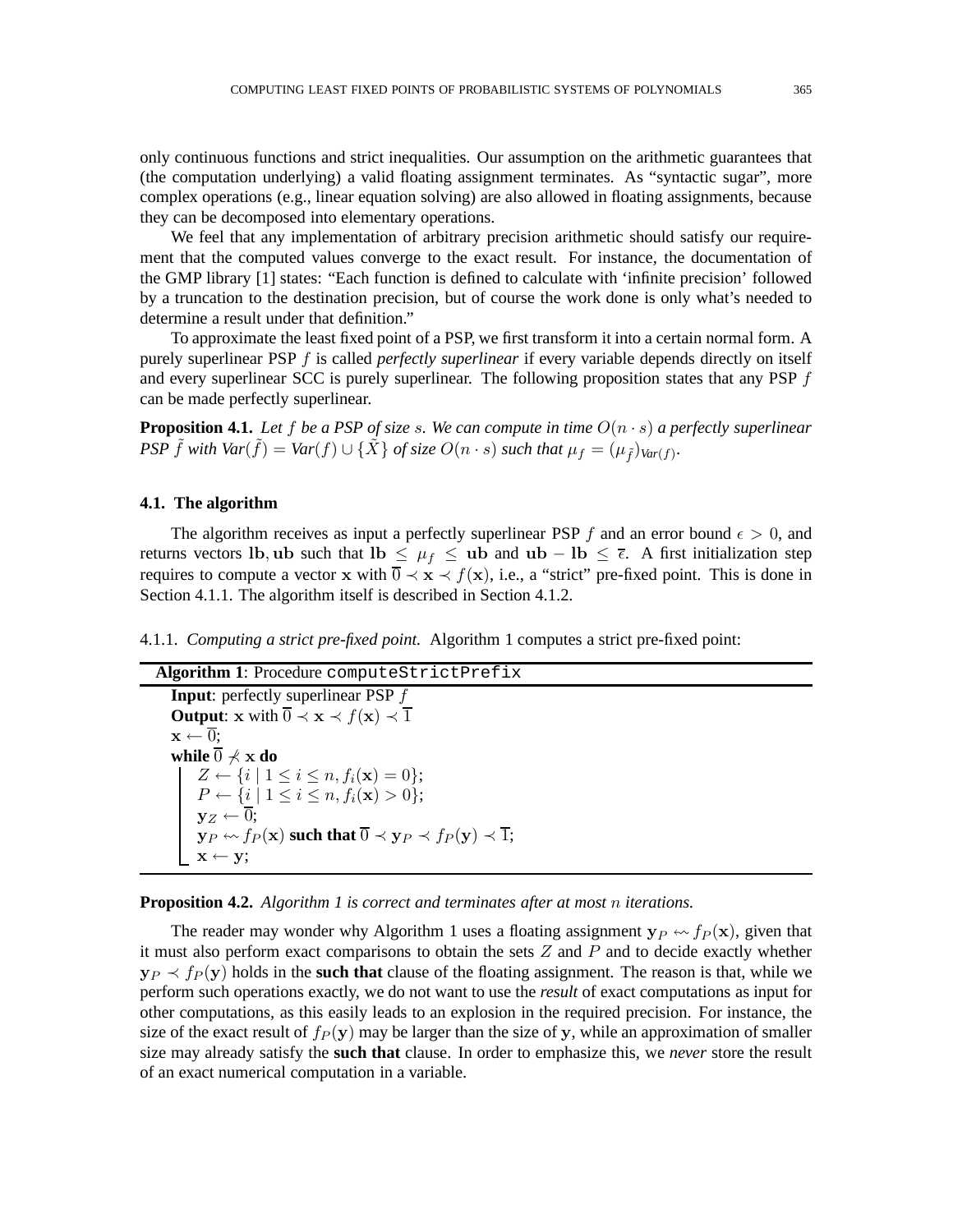only continuous functions and strict inequalities. Our assumption on the arithmetic guarantees that (the computation underlying) a valid floating assignment terminates. As "syntactic sugar", more complex operations (e.g., linear equation solving) are also allowed in floating assignments, because they can be decomposed into elementary operations.

We feel that any implementation of arbitrary precision arithmetic should satisfy our requirement that the computed values converge to the exact result. For instance, the documentation of the GMP library [1] states: "Each function is defined to calculate with 'infinite precision' followed by a truncation to the destination precision, but of course the work done is only what's needed to determine a result under that definition."

To approximate the least fixed point of a PSP, we first transform it into a certain normal form. A purely superlinear PSP $f$ is called *perfectly superlinear* if every variable depends directly on itself and every superlinear SCC is purely superlinear. The following proposition states that any PSP $f$ can be made perfectly superlinear.

**Proposition 4.1.** *Let $f$ be a PSP of size $s$. We can compute in time $O(n \cdot s)$ a perfectly superlinear PSP $\tilde{f}$ with $Var(\tilde{f}) = Var(f) \cup \{\tilde{X}\}$ of size $O(n \cdot s)$ such that $\mu_f = (\mu_{\tilde{f}})_{Var(f)}$.*

### 4.1. The algorithm

The algorithm receives as input a perfectly superlinear PSP $f$ and an error bound $\epsilon > 0$, and returns vectors $\mathbf{lb}, \mathbf{ub}$ such that $\mathbf{lb} \leq \mu_f \leq \mathbf{ub}$ and $\mathbf{ub} - \mathbf{lb} \leq \overline{\epsilon}$. A first initialization step requires to compute a vector $\mathbf{x}$ with $\overline{0} \prec \mathbf{x} \prec f(\mathbf{x})$, i.e., a "strict" pre-fixed point. This is done in Section 4.1.1. The algorithm itself is described in Section 4.1.2.

4.1.1. *Computing a strict pre-fixed point.* Algorithm 1 computes a strict pre-fixed point:

**Algorithm 1**: Procedure `computeStrictPrefix`

**Input**: perfectly superlinear PSP $f$
**Output**: $\mathbf{x}$ with $\overline{0} \prec \mathbf{x} \prec f(\mathbf{x}) \prec \overline{1}$
$\mathbf{x} \leftarrow \overline{0}$;
**while** $\overline{0} \not\prec \mathbf{x}$ **do**
  $Z \leftarrow \{i \mid 1 \leq i \leq n, f_i(\mathbf{x}) = 0\}$;
  $P \leftarrow \{i \mid 1 \leq i \leq n, f_i(\mathbf{x}) > 0\}$;
  $\mathbf{y}_Z \leftarrow \overline{0}$;
  $\mathbf{y}_P \leftsquigarrow f_P(\mathbf{x})$ **such that** $\overline{0} \prec \mathbf{y}_P \prec f_P(\mathbf{y}) \prec \overline{1}$;
  $\mathbf{x} \leftarrow \mathbf{y}$;

**Proposition 4.2.** *Algorithm 1 is correct and terminates after at most $n$ iterations.*

The reader may wonder why Algorithm 1 uses a floating assignment $\mathbf{y}_P \leftsquigarrow f_P(\mathbf{x})$, given that it must also perform exact comparisons to obtain the sets $Z$ and $P$ and to decide exactly whether $\mathbf{y}_P \prec f_P(\mathbf{y})$ holds in the **such that** clause of the floating assignment. The reason is that, while we perform such operations exactly, we do not want to use the *result* of exact computations as input for other computations, as this easily leads to an explosion in the required precision. For instance, the size of the exact result of $f_P(\mathbf{y})$ may be larger than the size of $\mathbf{y}$, while an approximation of smaller size may already satisfy the **such that** clause. In order to emphasize this, we *never* store the result of an exact numerical computation in a variable.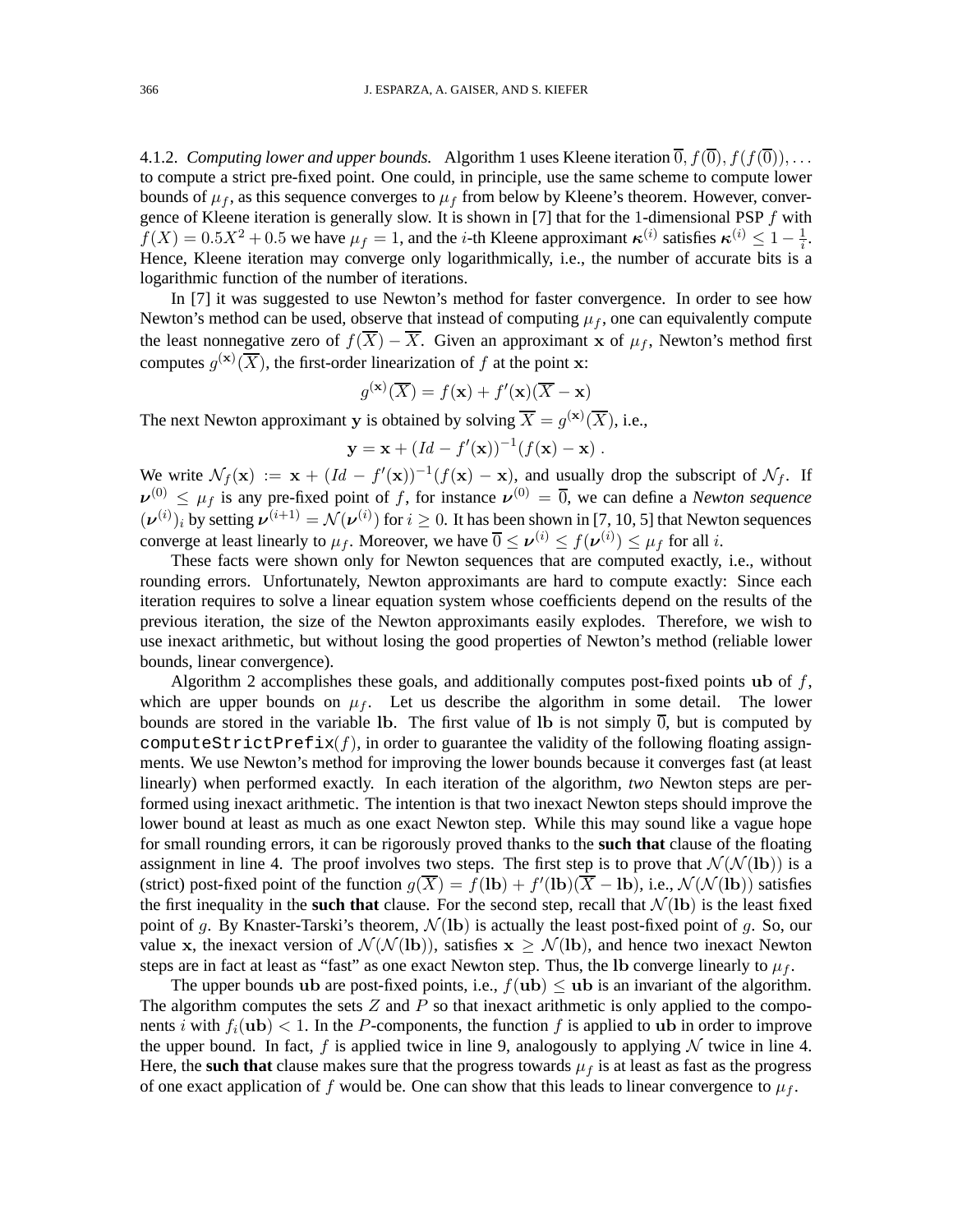4.1.2. *Computing lower and upper bounds.* Algorithm 1 uses Kleene iteration $\overline{0}, f(\overline{0}), f(f(\overline{0})), \ldots$ to compute a strict pre-fixed point. One could, in principle, use the same scheme to compute lower bounds of $\mu_f$, as this sequence converges to $\mu_f$ from below by Kleene's theorem. However, convergence of Kleene iteration is generally slow. It is shown in [7] that for the 1-dimensional PSP $f$ with $f(X) = 0.5X^2 + 0.5$ we have $\mu_f = 1$, and the $i$-th Kleene approximant $\boldsymbol{\kappa}^{(i)}$ satisfies $\boldsymbol{\kappa}^{(i)} \leq 1 - \frac{1}{i}$. Hence, Kleene iteration may converge only logarithmically, i.e., the number of accurate bits is a logarithmic function of the number of iterations.

In [7] it was suggested to use Newton's method for faster convergence. In order to see how Newton's method can be used, observe that instead of computing $\mu_f$, one can equivalently compute the least nonnegative zero of $f(\overline{X}) - \overline{X}$. Given an approximant $\mathbf{x}$ of $\mu_f$, Newton's method first computes $g^{(\mathbf{x})}(\overline{X})$, the first-order linearization of $f$ at the point $\mathbf{x}$:

$$g^{(\mathbf{x})}(\overline{X}) = f(\mathbf{x}) + f'(\mathbf{x})(\overline{X} - \mathbf{x})$$

The next Newton approximant $\mathbf{y}$ is obtained by solving $\overline{X} = g^{(\mathbf{x})}(\overline{X})$, i.e.,

$$\mathbf{y} = \mathbf{x} + (Id - f'(\mathbf{x}))^{-1}(f(\mathbf{x}) - \mathbf{x}) \ .$$

We write $\mathcal{N}_f(\mathbf{x}) := \mathbf{x} + (Id - f'(\mathbf{x}))^{-1}(f(\mathbf{x}) - \mathbf{x})$, and usually drop the subscript of $\mathcal{N}_f$. If $\boldsymbol{\nu}^{(0)} \leq \mu_f$ is any pre-fixed point of $f$, for instance $\boldsymbol{\nu}^{(0)} = \overline{0}$, we can define a *Newton sequence* $(\boldsymbol{\nu}^{(i)})_i$ by setting $\boldsymbol{\nu}^{(i+1)} = \mathcal{N}(\boldsymbol{\nu}^{(i)})$ for $i \geq 0$. It has been shown in [7, 10, 5] that Newton sequences converge at least linearly to $\mu_f$. Moreover, we have $\overline{0} \leq \boldsymbol{\nu}^{(i)} \leq f(\boldsymbol{\nu}^{(i)}) \leq \mu_f$ for all $i$.

These facts were shown only for Newton sequences that are computed exactly, i.e., without rounding errors. Unfortunately, Newton approximants are hard to compute exactly: Since each iteration requires to solve a linear equation system whose coefficients depend on the results of the previous iteration, the size of the Newton approximants easily explodes. Therefore, we wish to use inexact arithmetic, but without losing the good properties of Newton's method (reliable lower bounds, linear convergence).

Algorithm 2 accomplishes these goals, and additionally computes post-fixed points $\mathbf{ub}$ of $f$, which are upper bounds on $\mu_f$. Let us describe the algorithm in some detail. The lower bounds are stored in the variable $\mathbf{lb}$. The first value of $\mathbf{lb}$ is not simply $\overline{0}$, but is computed by `computeStrictPrefix`$(f)$, in order to guarantee the validity of the following floating assignments. We use Newton's method for improving the lower bounds because it converges fast (at least linearly) when performed exactly. In each iteration of the algorithm, *two* Newton steps are performed using inexact arithmetic. The intention is that two inexact Newton steps should improve the lower bound at least as much as one exact Newton step. While this may sound like a vague hope for small rounding errors, it can be rigorously proved thanks to the **such that** clause of the floating assignment in line 4. The proof involves two steps. The first step is to prove that $\mathcal{N}(\mathcal{N}(\mathbf{lb}))$ is a (strict) post-fixed point of the function $g(\overline{X}) = f(\mathbf{lb}) + f'(\mathbf{lb})(\overline{X} - \mathbf{lb})$, i.e., $\mathcal{N}(\mathcal{N}(\mathbf{lb}))$ satisfies the first inequality in the **such that** clause. For the second step, recall that $\mathcal{N}(\mathbf{lb})$ is the least fixed point of $g$. By Knaster-Tarski's theorem, $\mathcal{N}(\mathbf{lb})$ is actually the least post-fixed point of $g$. So, our value $\mathbf{x}$, the inexact version of $\mathcal{N}(\mathcal{N}(\mathbf{lb}))$, satisfies $\mathbf{x} \geq \mathcal{N}(\mathbf{lb})$, and hence two inexact Newton steps are in fact at least as "fast" as one exact Newton step. Thus, the $\mathbf{lb}$ converge linearly to $\mu_f$.

The upper bounds $\mathbf{ub}$ are post-fixed points, i.e., $f(\mathbf{ub}) \leq \mathbf{ub}$ is an invariant of the algorithm. The algorithm computes the sets $Z$ and $P$ so that inexact arithmetic is only applied to the components $i$ with $f_i(\mathbf{ub}) < 1$. In the $P$-components, the function $f$ is applied to $\mathbf{ub}$ in order to improve the upper bound. In fact, $f$ is applied twice in line 9, analogously to applying $\mathcal{N}$ twice in line 4. Here, the **such that** clause makes sure that the progress towards $\mu_f$ is at least as fast as the progress of one exact application of $f$ would be. One can show that this leads to linear convergence to $\mu_f$.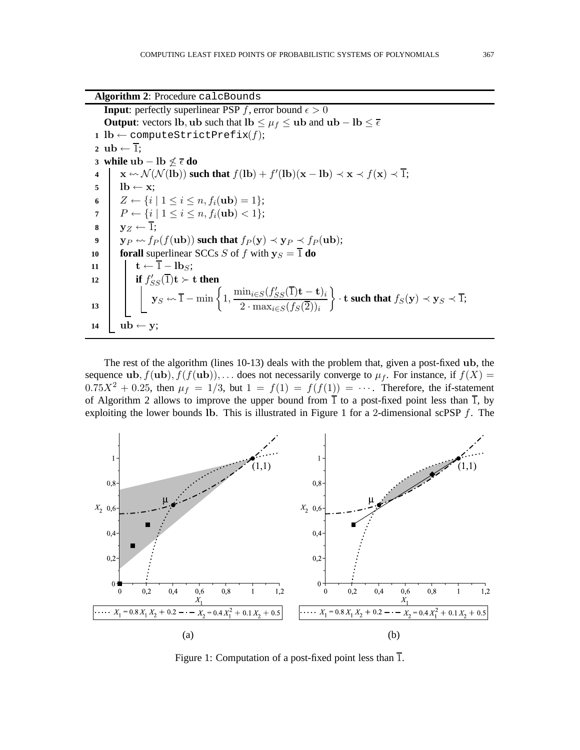**Algorithm 2**: Procedure `calcBounds`

**Input**: perfectly superlinear PSP $f$, error bound $\epsilon > 0$
**Output**: vectors $\mathbf{lb}, \mathbf{ub}$ such that $\mathbf{lb} \leq \mu_f \leq \mathbf{ub}$ and $\mathbf{ub} - \mathbf{lb} \leq \overline{\epsilon}$

```
1  lb ← computeStrictPrefix(f);
2  ub ← 1̄;
3  while ub − lb ≰ ε̄ do
4      x ⇜ N(N(lb)) such that f(lb) + f′(lb)(x − lb) ≺ x ≺ f(x) ≺ 1̄;
5      lb ← x;
6      Z ← {i | 1 ≤ i ≤ n, f_i(ub) = 1};
7      P ← {i | 1 ≤ i ≤ n, f_i(ub) < 1};
8      y_Z ← 1̄;
9      y_P ⇜ f_P(f(ub)) such that f_P(y) ≺ y_P ≺ f_P(ub);
10     forall superlinear SCCs S of f with y_S = 1̄ do
11         t ← 1̄ − lb_S;
12         if f′_SS(1̄)t ≻ t then
13             y_S ⇜ 1̄ − min{1, min_{i∈S}(f′_SS(1̄)t − t)_i / (2 · max_{i∈S}(f_S(2̄))_i)} · t such that f_S(y) ≺ y_S ≺ 1̄;
14     ub ← y;
```

Line 13 in mathematical notation:
$$\mathbf{y}_S \leftsquigarrow \overline{1} - \min\left\{1, \frac{\min_{i \in S}(f'_{SS}(\overline{1})\mathbf{t} - \mathbf{t})_i}{2 \cdot \max_{i \in S}(f_S(\overline{2}))_i}\right\} \cdot \mathbf{t} \text{ such that } f_S(\mathbf{y}) \prec \mathbf{y}_S \prec \overline{1};$$

The rest of the algorithm (lines 10-13) deals with the problem that, given a post-fixed $\mathbf{ub}$, the sequence $\mathbf{ub}, f(\mathbf{ub}), f(f(\mathbf{ub})), \ldots$ does not necessarily converge to $\mu_f$. For instance, if $f(X) = 0.75X^2 + 0.25$, then $\mu_f = 1/3$, but $1 = f(1) = f(f(1)) = \cdots$. Therefore, the if-statement of Algorithm 2 allows to improve the upper bound from $\overline{1}$ to a post-fixed point less than $\overline{1}$, by exploiting the lower bounds $\mathbf{lb}$. This is illustrated in Figure 1 for a 2-dimensional scPSP $f$. The

(a) Legend: $X_1 = 0.8\,X_1 X_2 + 0.2$ (dotted), $X_2 = 0.4\,X_1^2 + 0.1\,X_2 + 0.5$ (dash-dotted)

(b) Legend: $X_1 = 0.8\,X_1 X_2 + 0.2$ (dotted), $X_2 = 0.4\,X_1^2 + 0.1\,X_2 + 0.5$ (dash-dotted)

Figure 1: Computation of a post-fixed point less than $\overline{1}$.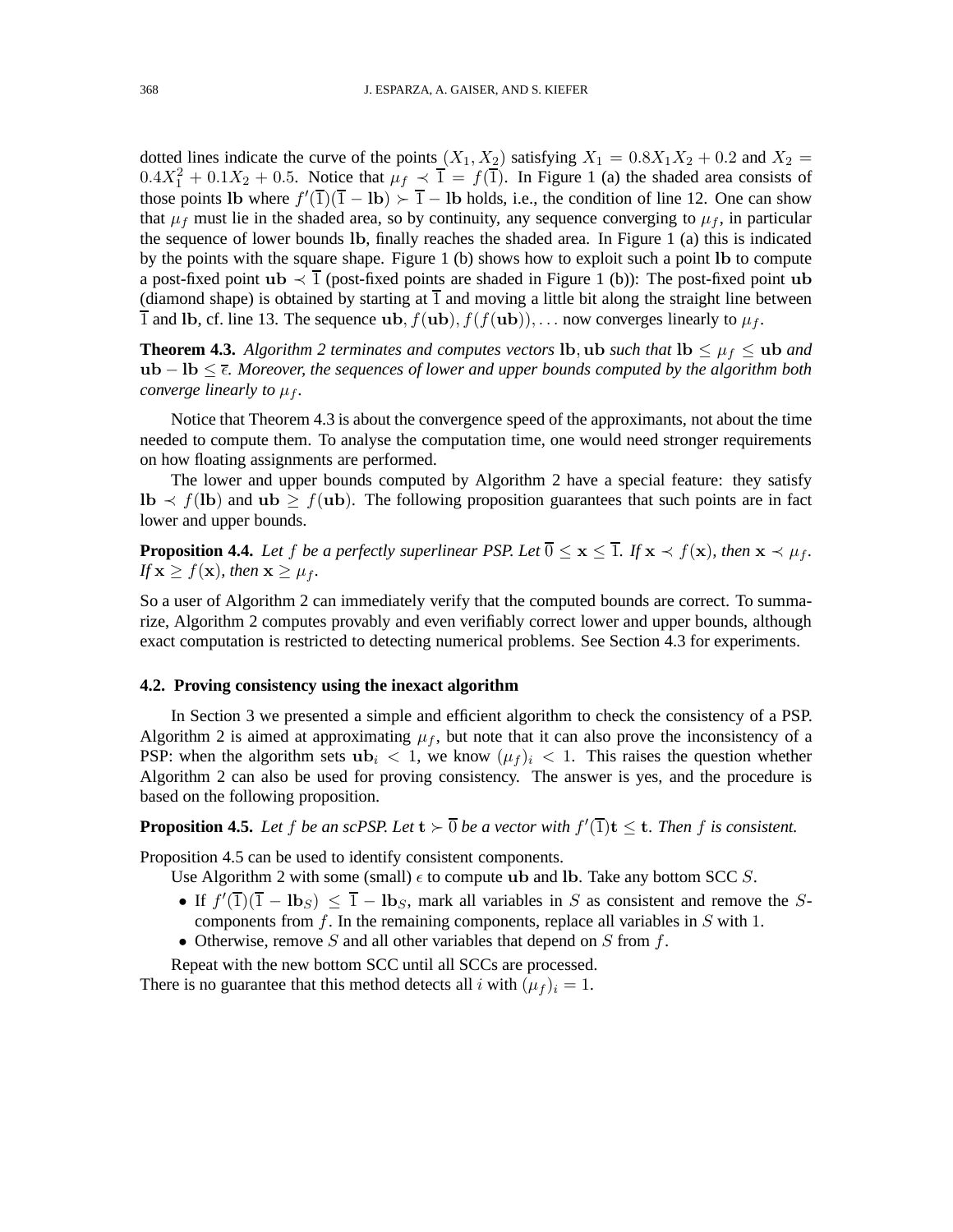dotted lines indicate the curve of the points $(X_1, X_2)$ satisfying $X_1 = 0.8X_1X_2 + 0.2$ and $X_2 = 0.4X_1^2 + 0.1X_2 + 0.5$. Notice that $\mu_f \prec \overline{1} = f(\overline{1})$. In Figure 1 (a) the shaded area consists of those points $\mathbf{lb}$ where $f'(\overline{1})(\overline{1} - \mathbf{lb}) \succ \overline{1} - \mathbf{lb}$ holds, i.e., the condition of line 12. One can show that $\mu_f$ must lie in the shaded area, so by continuity, any sequence converging to $\mu_f$, in particular the sequence of lower bounds $\mathbf{lb}$, finally reaches the shaded area. In Figure 1 (a) this is indicated by the points with the square shape. Figure 1 (b) shows how to exploit such a point $\mathbf{lb}$ to compute a post-fixed point $\mathbf{ub} \prec \overline{1}$ (post-fixed points are shaded in Figure 1 (b)): The post-fixed point $\mathbf{ub}$ (diamond shape) is obtained by starting at $\overline{1}$ and moving a little bit along the straight line between $\overline{1}$ and $\mathbf{lb}$, cf. line 13. The sequence $\mathbf{ub}, f(\mathbf{ub}), f(f(\mathbf{ub})), \ldots$ now converges linearly to $\mu_f$.

**Theorem 4.3.** *Algorithm 2 terminates and computes vectors* $\mathbf{lb}, \mathbf{ub}$ *such that* $\mathbf{lb} \leq \mu_f \leq \mathbf{ub}$ *and* $\mathbf{ub} - \mathbf{lb} \leq \overline{\epsilon}$. *Moreover, the sequences of lower and upper bounds computed by the algorithm both converge linearly to* $\mu_f$.

Notice that Theorem 4.3 is about the convergence speed of the approximants, not about the time needed to compute them. To analyse the computation time, one would need stronger requirements on how floating assignments are performed.

The lower and upper bounds computed by Algorithm 2 have a special feature: they satisfy $\mathbf{lb} \prec f(\mathbf{lb})$ and $\mathbf{ub} \geq f(\mathbf{ub})$. The following proposition guarantees that such points are in fact lower and upper bounds.

**Proposition 4.4.** *Let* $f$ *be a perfectly superlinear PSP. Let* $\overline{0} \leq \mathbf{x} \leq \overline{1}$. *If* $\mathbf{x} \prec f(\mathbf{x})$, *then* $\mathbf{x} \prec \mu_f$. *If* $\mathbf{x} \geq f(\mathbf{x})$, *then* $\mathbf{x} \geq \mu_f$.

So a user of Algorithm 2 can immediately verify that the computed bounds are correct. To summarize, Algorithm 2 computes provably and even verifiably correct lower and upper bounds, although exact computation is restricted to detecting numerical problems. See Section 4.3 for experiments.

### 4.2. Proving consistency using the inexact algorithm

In Section 3 we presented a simple and efficient algorithm to check the consistency of a PSP. Algorithm 2 is aimed at approximating $\mu_f$, but note that it can also prove the inconsistency of a PSP: when the algorithm sets $\mathbf{ub}_i < 1$, we know $(\mu_f)_i < 1$. This raises the question whether Algorithm 2 can also be used for proving consistency. The answer is yes, and the procedure is based on the following proposition.

**Proposition 4.5.** *Let* $f$ *be an scPSP. Let* $\mathbf{t} \succ \overline{0}$ *be a vector with* $f'(\overline{1})\mathbf{t} \leq \mathbf{t}$. *Then* $f$ *is consistent.*

Proposition 4.5 can be used to identify consistent components.

Use Algorithm 2 with some (small) $\epsilon$ to compute $\mathbf{ub}$ and $\mathbf{lb}$. Take any bottom SCC $S$.

- If $f'(\overline{1})(\overline{1} - \mathbf{lb}_S) \leq \overline{1} - \mathbf{lb}_S$, mark all variables in $S$ as consistent and remove the $S$-components from $f$. In the remaining components, replace all variables in $S$ with 1.
- Otherwise, remove $S$ and all other variables that depend on $S$ from $f$.

Repeat with the new bottom SCC until all SCCs are processed.

There is no guarantee that this method detects all $i$ with $(\mu_f)_i = 1$.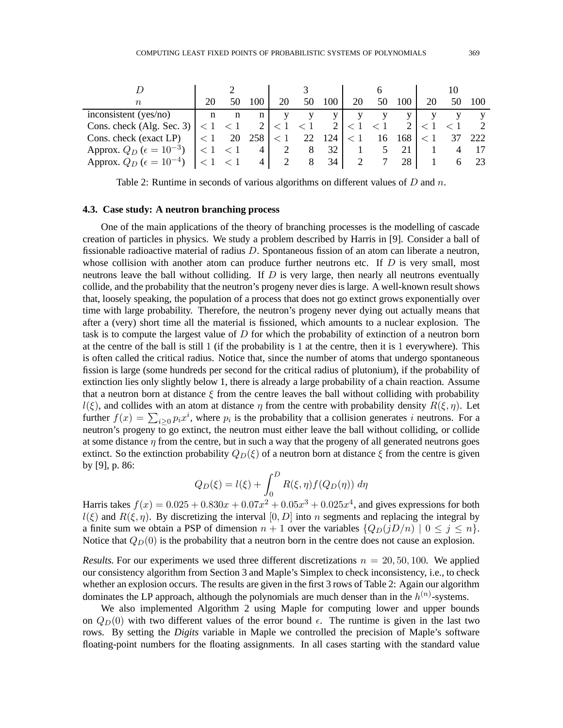| $D$ | 2 | | | 3 | | | 6 | | | 10 | | |
|---|---|---|---|---|---|---|---|---|---|---|---|---|
| $n$ | 20 | 50 | 100 | 20 | 50 | 100 | 20 | 50 | 100 | 20 | 50 | 100 |
| inconsistent (yes/no) | n | n | n | y | y | y | y | y | y | y | y | y |
| Cons. check (Alg. Sec. 3) | $< 1$ | $< 1$ | 2 | $< 1$ | $< 1$ | 2 | $< 1$ | $< 1$ | 2 | $< 1$ | $< 1$ | 2 |
| Cons. check (exact LP) | $< 1$ | 20 | 258 | $< 1$ | 22 | 124 | $< 1$ | 16 | 168 | $< 1$ | 37 | 222 |
| Approx. $Q_D$ ($\epsilon = 10^{-3}$) | $< 1$ | $< 1$ | 4 | 2 | 8 | 32 | 1 | 5 | 21 | 1 | 4 | 17 |
| Approx. $Q_D$ ($\epsilon = 10^{-4}$) | $< 1$ | $< 1$ | 4 | 2 | 8 | 34 | 2 | 7 | 28 | 1 | 6 | 23 |

Table 2: Runtime in seconds of various algorithms on different values of $D$ and $n$.

### 4.3. Case study: A neutron branching process

One of the main applications of the theory of branching processes is the modelling of cascade creation of particles in physics. We study a problem described by Harris in [9]. Consider a ball of fissionable radioactive material of radius $D$. Spontaneous fission of an atom can liberate a neutron, whose collision with another atom can produce further neutrons etc. If $D$ is very small, most neutrons leave the ball without colliding. If $D$ is very large, then nearly all neutrons eventually collide, and the probability that the neutron's progeny never dies is large. A well-known result shows that, loosely speaking, the population of a process that does not go extinct grows exponentially over time with large probability. Therefore, the neutron's progeny never dying out actually means that after a (very) short time all the material is fissioned, which amounts to a nuclear explosion. The task is to compute the largest value of $D$ for which the probability of extinction of a neutron born at the centre of the ball is still 1 (if the probability is 1 at the centre, then it is 1 everywhere). This is often called the critical radius. Notice that, since the number of atoms that undergo spontaneous fission is large (some hundreds per second for the critical radius of plutonium), if the probability of extinction lies only slightly below 1, there is already a large probability of a chain reaction. Assume that a neutron born at distance $\xi$ from the centre leaves the ball without colliding with probability $l(\xi)$, and collides with an atom at distance $\eta$ from the centre with probability density $R(\xi, \eta)$. Let further $f(x) = \sum_{i \geq 0} p_i x^i$, where $p_i$ is the probability that a collision generates $i$ neutrons. For a neutron's progeny to go extinct, the neutron must either leave the ball without colliding, or collide at some distance $\eta$ from the centre, but in such a way that the progeny of all generated neutrons goes extinct. So the extinction probability $Q_D(\xi)$ of a neutron born at distance $\xi$ from the centre is given by [9], p. 86:

$$Q_D(\xi) = l(\xi) + \int_0^D R(\xi, \eta) f(Q_D(\eta)) \, d\eta$$

Harris takes $f(x) = 0.025 + 0.830x + 0.07x^2 + 0.05x^3 + 0.025x^4$, and gives expressions for both $l(\xi)$ and $R(\xi, \eta)$. By discretizing the interval $[0, D]$ into $n$ segments and replacing the integral by a finite sum we obtain a PSP of dimension $n + 1$ over the variables $\{Q_D(jD/n) \mid 0 \leq j \leq n\}$. Notice that $Q_D(0)$ is the probability that a neutron born in the centre does not cause an explosion.

*Results.* For our experiments we used three different discretizations $n = 20, 50, 100$. We applied our consistency algorithm from Section 3 and Maple's Simplex to check inconsistency, i.e., to check whether an explosion occurs. The results are given in the first 3 rows of Table 2: Again our algorithm dominates the LP approach, although the polynomials are much denser than in the $h^{(n)}$-systems.

We also implemented Algorithm 2 using Maple for computing lower and upper bounds on $Q_D(0)$ with two different values of the error bound $\epsilon$. The runtime is given in the last two rows. By setting the *Digits* variable in Maple we controlled the precision of Maple's software floating-point numbers for the floating assignments. In all cases starting with the standard value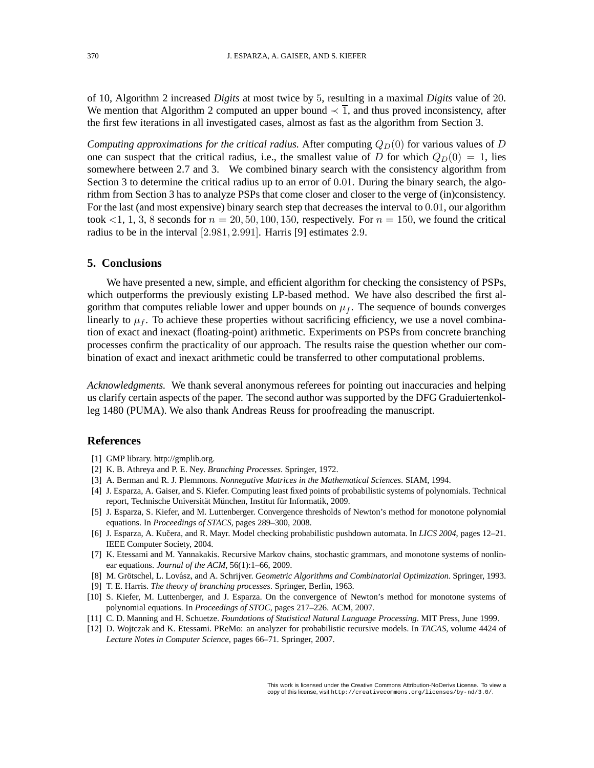of 10, Algorithm 2 increased *Digits* at most twice by 5, resulting in a maximal *Digits* value of 20. We mention that Algorithm 2 computed an upper bound $\prec \overline{1}$, and thus proved inconsistency, after the first few iterations in all investigated cases, almost as fast as the algorithm from Section 3.

*Computing approximations for the critical radius.* After computing $Q_D(0)$ for various values of $D$ one can suspect that the critical radius, i.e., the smallest value of $D$ for which $Q_D(0) = 1$, lies somewhere between 2.7 and 3. We combined binary search with the consistency algorithm from Section 3 to determine the critical radius up to an error of $0.01$. During the binary search, the algorithm from Section 3 has to analyze PSPs that come closer and closer to the verge of (in)consistency. For the last (and most expensive) binary search step that decreases the interval to $0.01$, our algorithm took <1, 1, 3, 8 seconds for $n = 20, 50, 100, 150$, respectively. For $n = 150$, we found the critical radius to be in the interval $[2.981, 2.991]$. Harris [9] estimates $2.9$.

## 5. Conclusions

We have presented a new, simple, and efficient algorithm for checking the consistency of PSPs, which outperforms the previously existing LP-based method. We have also described the first algorithm that computes reliable lower and upper bounds on $\mu_f$. The sequence of bounds converges linearly to $\mu_f$. To achieve these properties without sacrificing efficiency, we use a novel combination of exact and inexact (floating-point) arithmetic. Experiments on PSPs from concrete branching processes confirm the practicality of our approach. The results raise the question whether our combination of exact and inexact arithmetic could be transferred to other computational problems.

*Acknowledgments.* We thank several anonymous referees for pointing out inaccuracies and helping us clarify certain aspects of the paper. The second author was supported by the DFG Graduiertenkolleg 1480 (PUMA). We also thank Andreas Reuss for proofreading the manuscript.

## References

[1] GMP library. http://gmplib.org.

[2] K. B. Athreya and P. E. Ney. *Branching Processes*. Springer, 1972.

[3] A. Berman and R. J. Plemmons. *Nonnegative Matrices in the Mathematical Sciences*. SIAM, 1994.

[4] J. Esparza, A. Gaiser, and S. Kiefer. Computing least fixed points of probabilistic systems of polynomials. Technical report, Technische Universität München, Institut für Informatik, 2009.

[5] J. Esparza, S. Kiefer, and M. Luttenberger. Convergence thresholds of Newton's method for monotone polynomial equations. In *Proceedings of STACS*, pages 289–300, 2008.

[6] J. Esparza, A. Kučera, and R. Mayr. Model checking probabilistic pushdown automata. In *LICS 2004*, pages 12–21. IEEE Computer Society, 2004.

[7] K. Etessami and M. Yannakakis. Recursive Markov chains, stochastic grammars, and monotone systems of nonlinear equations. *Journal of the ACM*, 56(1):1–66, 2009.

[8] M. Grötschel, L. Lovász, and A. Schrijver. *Geometric Algorithms and Combinatorial Optimization*. Springer, 1993.

[9] T. E. Harris. *The theory of branching processes*. Springer, Berlin, 1963.

[10] S. Kiefer, M. Luttenberger, and J. Esparza. On the convergence of Newton's method for monotone systems of polynomial equations. In *Proceedings of STOC*, pages 217–226. ACM, 2007.

[11] C. D. Manning and H. Schuetze. *Foundations of Statistical Natural Language Processing*. MIT Press, June 1999.

[12] D. Wojtczak and K. Etessami. PReMo: an analyzer for probabilistic recursive models. In *TACAS*, volume 4424 of *Lecture Notes in Computer Science*, pages 66–71. Springer, 2007.

This work is licensed under the Creative Commons Attribution-NoDerivs License. To view a copy of this license, visit `http://creativecommons.org/licenses/by-nd/3.0/`.